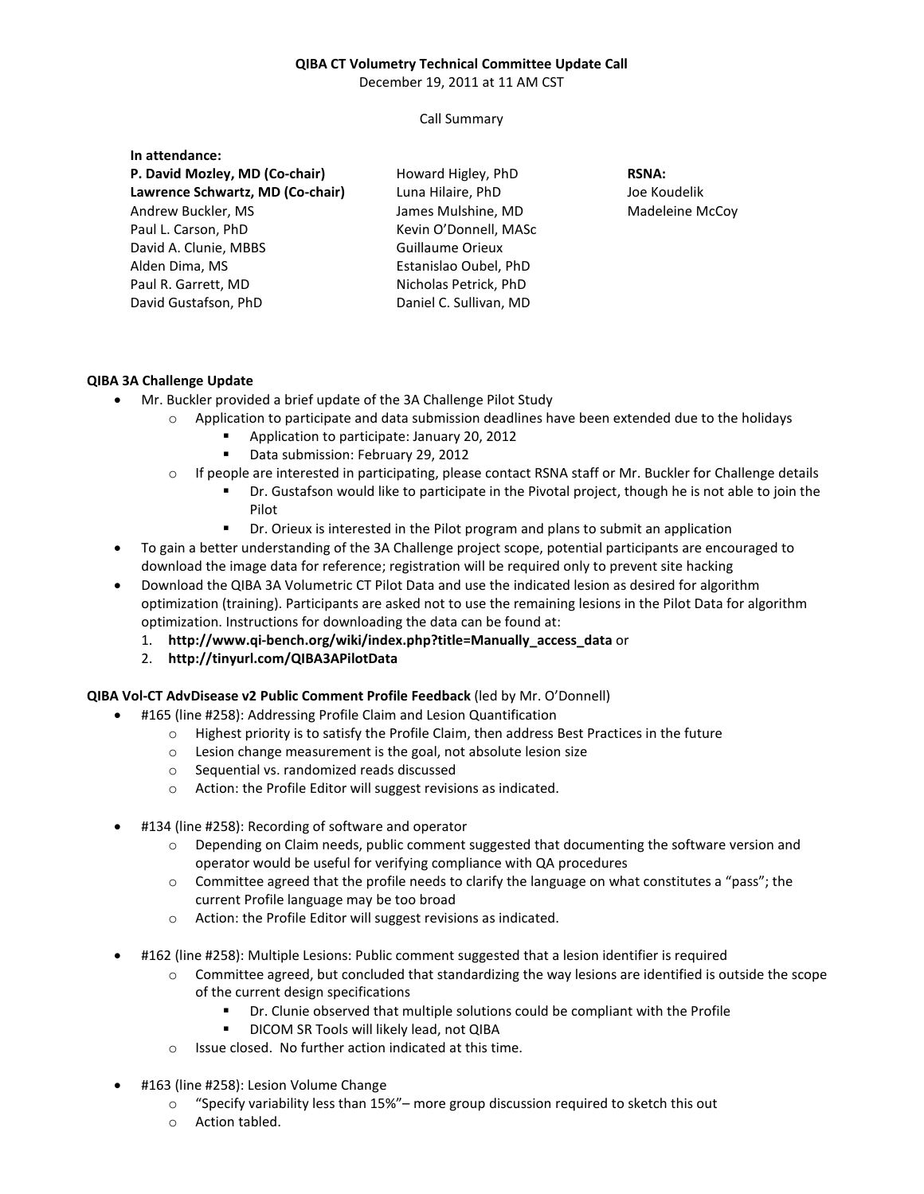**QIBA CT Volumetry Technical Committee Update Call**

December 19, 2011 at 11 AM CST

Call Summary

**In attendance:**

**P. David Mozley, MD (Co-chair)**
**Lawrence Schwartz, MD (Co-chair)**
Andrew Buckler, MS
Paul L. Carson, PhD
David A. Clunie, MBBS
Alden Dima, MS
Paul R. Garrett, MD
David Gustafson, PhD
Howard Higley, PhD
Luna Hilaire, PhD
James Mulshine, MD
Kevin O'Donnell, MASc
Guillaume Orieux
Estanislao Oubel, PhD
Nicholas Petrick, PhD
Daniel C. Sullivan, MD

**RSNA:**
Joe Koudelik
Madeleine McCoy

**QIBA 3A Challenge Update**

- Mr. Buckler provided a brief update of the 3A Challenge Pilot Study
  - Application to participate and data submission deadlines have been extended due to the holidays
    - Application to participate: January 20, 2012
    - Data submission: February 29, 2012
  - If people are interested in participating, please contact RSNA staff or Mr. Buckler for Challenge details
    - Dr. Gustafson would like to participate in the Pivotal project, though he is not able to join the Pilot
    - Dr. Orieux is interested in the Pilot program and plans to submit an application
- To gain a better understanding of the 3A Challenge project scope, potential participants are encouraged to download the image data for reference; registration will be required only to prevent site hacking
- Download the QIBA 3A Volumetric CT Pilot Data and use the indicated lesion as desired for algorithm optimization (training). Participants are asked not to use the remaining lesions in the Pilot Data for algorithm optimization. Instructions for downloading the data can be found at:
  1. **http://www.qi-bench.org/wiki/index.php?title=Manually_access_data** or
  2. **http://tinyurl.com/QIBA3APilotData**

**QIBA Vol-CT AdvDisease v2 Public Comment Profile Feedback** (led by Mr. O'Donnell)

- #165 (line #258): Addressing Profile Claim and Lesion Quantification
  - Highest priority is to satisfy the Profile Claim, then address Best Practices in the future
  - Lesion change measurement is the goal, not absolute lesion size
  - Sequential vs. randomized reads discussed
  - Action: the Profile Editor will suggest revisions as indicated.

- #134 (line #258): Recording of software and operator
  - Depending on Claim needs, public comment suggested that documenting the software version and operator would be useful for verifying compliance with QA procedures
  - Committee agreed that the profile needs to clarify the language on what constitutes a "pass"; the current Profile language may be too broad
  - Action: the Profile Editor will suggest revisions as indicated.

- #162 (line #258): Multiple Lesions: Public comment suggested that a lesion identifier is required
  - Committee agreed, but concluded that standardizing the way lesions are identified is outside the scope of the current design specifications
    - Dr. Clunie observed that multiple solutions could be compliant with the Profile
    - DICOM SR Tools will likely lead, not QIBA
  - Issue closed. No further action indicated at this time.

- #163 (line #258): Lesion Volume Change
  - "Specify variability less than 15%"– more group discussion required to sketch this out
  - Action tabled.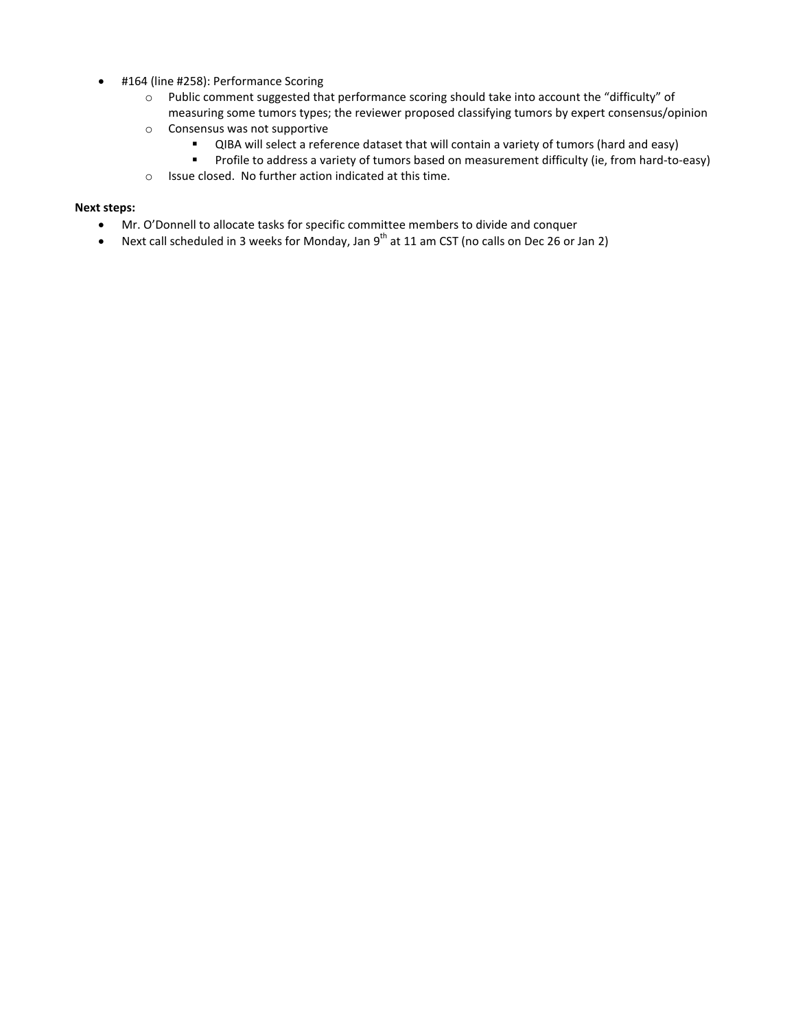- #164 (line #258): Performance Scoring
  - Public comment suggested that performance scoring should take into account the "difficulty" of measuring some tumors types; the reviewer proposed classifying tumors by expert consensus/opinion
  - Consensus was not supportive
    - QIBA will select a reference dataset that will contain a variety of tumors (hard and easy)
    - Profile to address a variety of tumors based on measurement difficulty (ie, from hard-to-easy)
  - Issue closed. No further action indicated at this time.

**Next steps:**

- Mr. O'Donnell to allocate tasks for specific committee members to divide and conquer
- Next call scheduled in 3 weeks for Monday, Jan 9th at 11 am CST (no calls on Dec 26 or Jan 2)